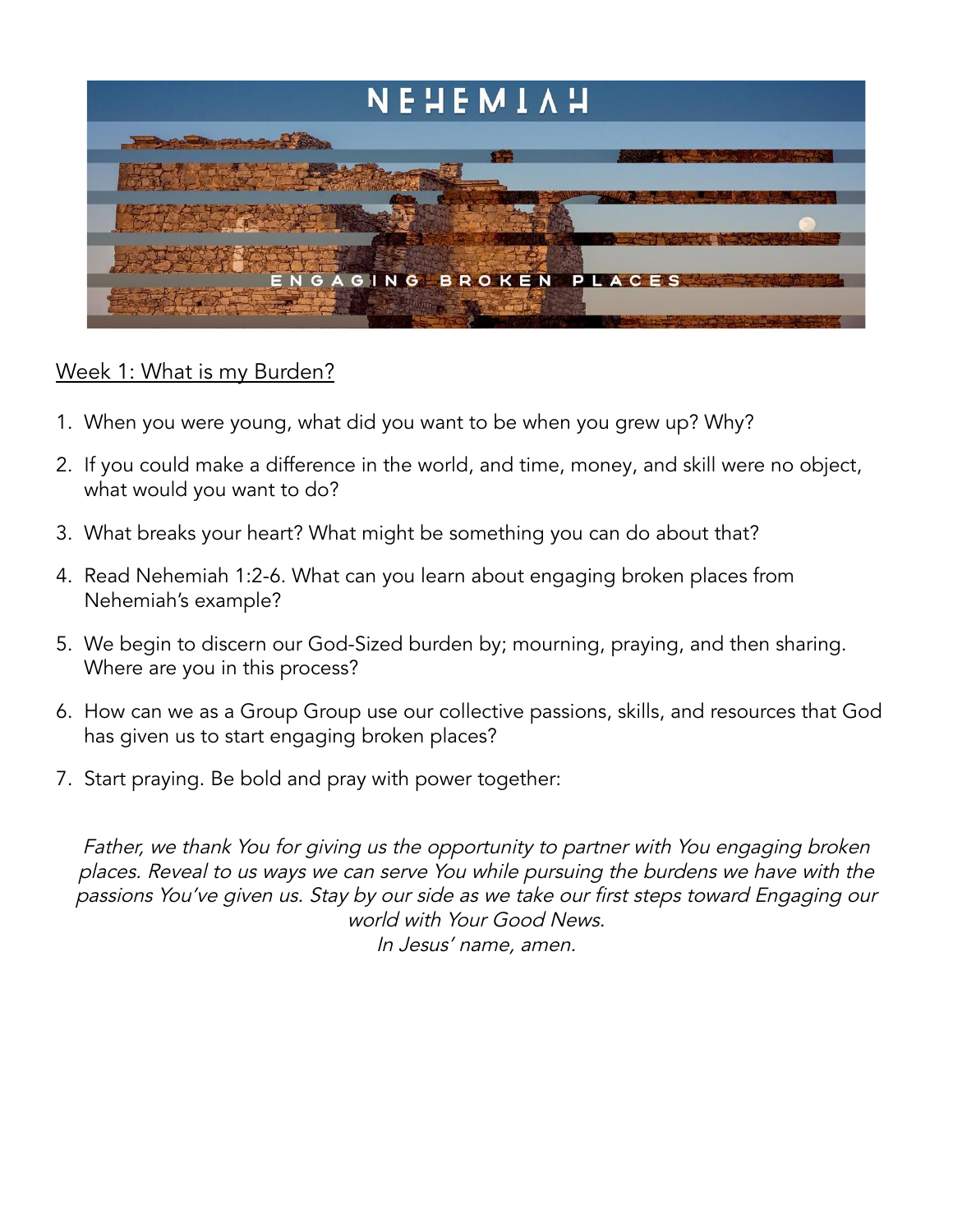# NEHEMIAH

ENGAGING BROKEN PLACES

## Week 1: What is my Burden?

1. When you were young, what did you want to be when you grew up? Why?
2. If you could make a difference in the world, and time, money, and skill were no object, what would you want to do?
3. What breaks your heart? What might be something you can do about that?
4. Read Nehemiah 1:2-6. What can you learn about engaging broken places from Nehemiah's example?
5. We begin to discern our God-Sized burden by; mourning, praying, and then sharing. Where are you in this process?
6. How can we as a Group Group use our collective passions, skills, and resources that God has given us to start engaging broken places?
7. Start praying. Be bold and pray with power together:

*Father, we thank You for giving us the opportunity to partner with You engaging broken places. Reveal to us ways we can serve You while pursuing the burdens we have with the passions You've given us. Stay by our side as we take our first steps toward Engaging our world with Your Good News.*
*In Jesus' name, amen.*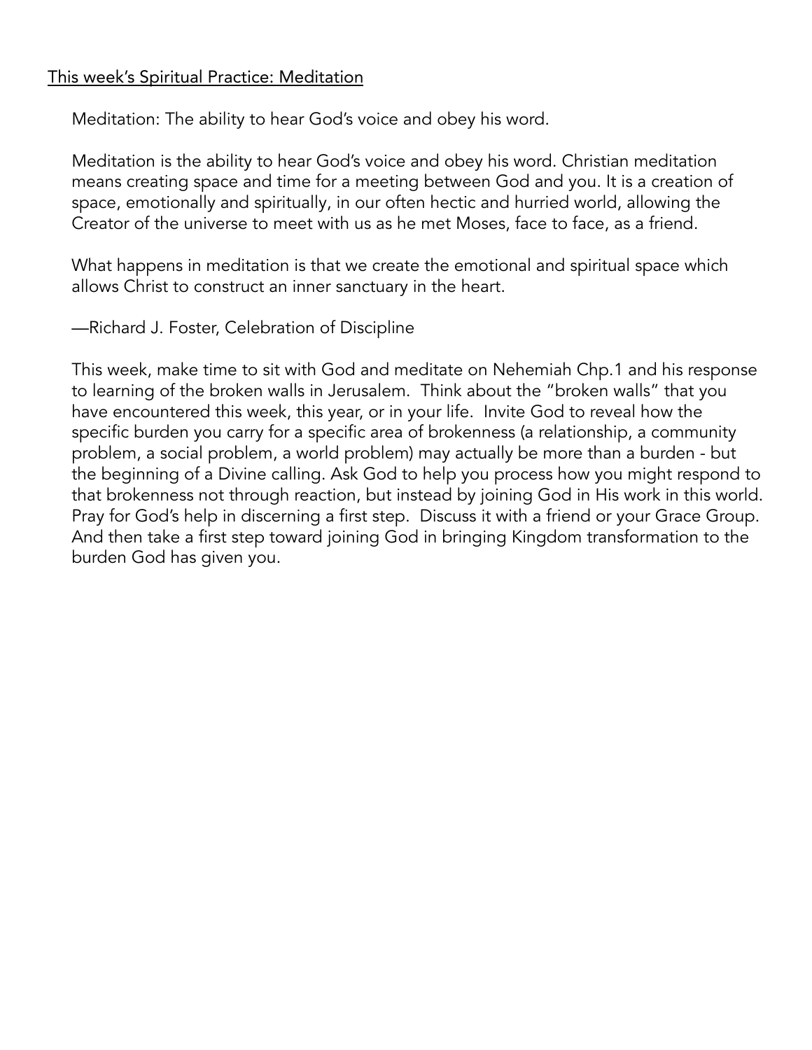<u>This week's Spiritual Practice: Meditation</u>

Meditation: The ability to hear God's voice and obey his word.

Meditation is the ability to hear God's voice and obey his word. Christian meditation means creating space and time for a meeting between God and you. It is a creation of space, emotionally and spiritually, in our often hectic and hurried world, allowing the Creator of the universe to meet with us as he met Moses, face to face, as a friend.

What happens in meditation is that we create the emotional and spiritual space which allows Christ to construct an inner sanctuary in the heart.

—Richard J. Foster, Celebration of Discipline

This week, make time to sit with God and meditate on Nehemiah Chp.1 and his response to learning of the broken walls in Jerusalem. Think about the "broken walls" that you have encountered this week, this year, or in your life. Invite God to reveal how the specific burden you carry for a specific area of brokenness (a relationship, a community problem, a social problem, a world problem) may actually be more than a burden - but the beginning of a Divine calling. Ask God to help you process how you might respond to that brokenness not through reaction, but instead by joining God in His work in this world. Pray for God's help in discerning a first step. Discuss it with a friend or your Grace Group. And then take a first step toward joining God in bringing Kingdom transformation to the burden God has given you.